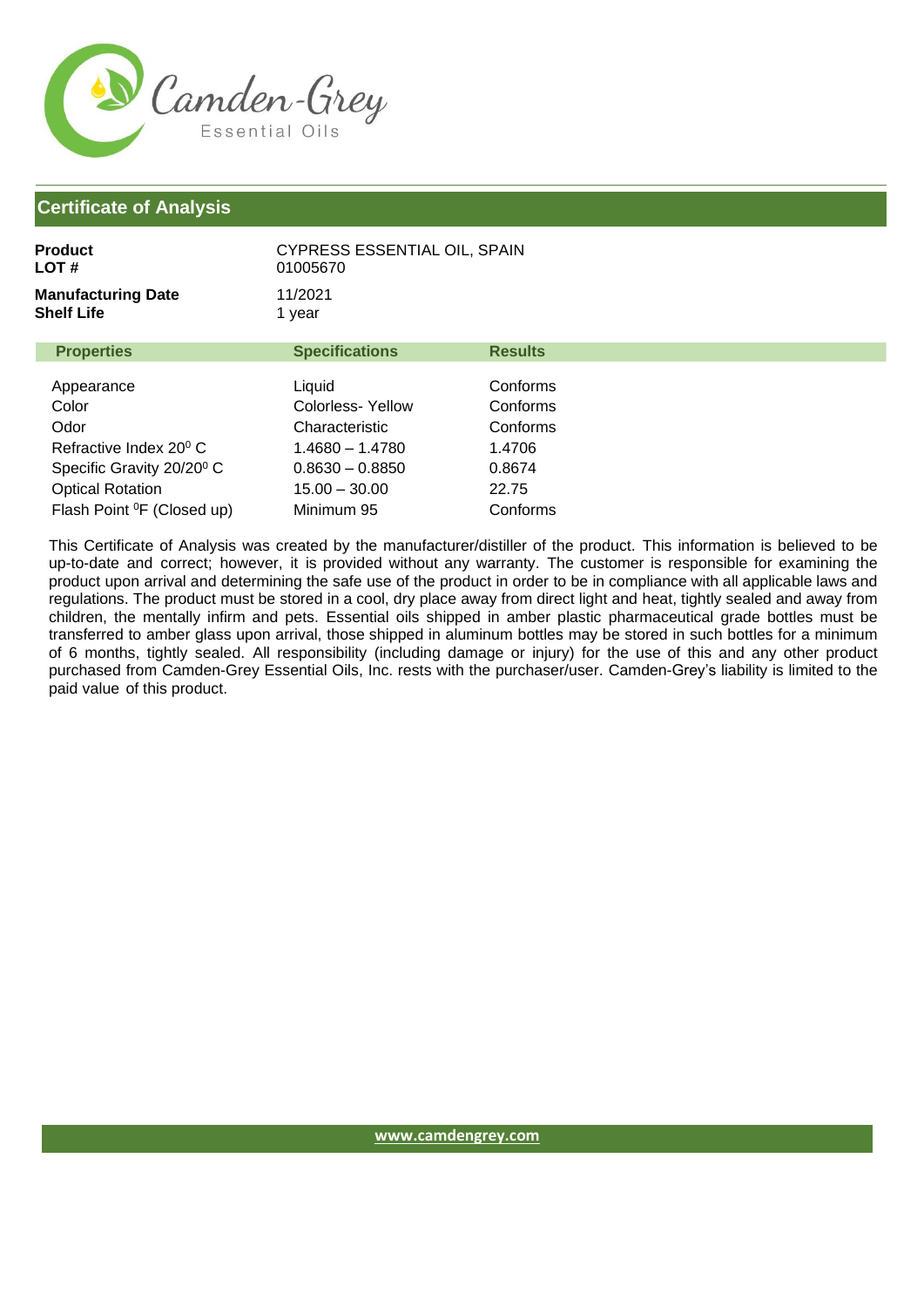Camden-Grey Essential Oils

## Certificate of Analysis

**Product** CYPRESS ESSENTIAL OIL, SPAIN
**LOT #** 01005670

**Manufacturing Date** 11/2021
**Shelf Life** 1 year

| Properties | Specifications | Results |
|---|---|---|
| Appearance | Liquid | Conforms |
| Color | Colorless- Yellow | Conforms |
| Odor | Characteristic | Conforms |
| Refractive Index $20^0$ C | 1.4680 – 1.4780 | 1.4706 |
| Specific Gravity $20/20^0$ C | 0.8630 – 0.8850 | 0.8674 |
| Optical Rotation | 15.00 – 30.00 | 22.75 |
| Flash Point $^0$F (Closed up) | Minimum 95 | Conforms |

This Certificate of Analysis was created by the manufacturer/distiller of the product. This information is believed to be up-to-date and correct; however, it is provided without any warranty. The customer is responsible for examining the product upon arrival and determining the safe use of the product in order to be in compliance with all applicable laws and regulations. The product must be stored in a cool, dry place away from direct light and heat, tightly sealed and away from children, the mentally infirm and pets. Essential oils shipped in amber plastic pharmaceutical grade bottles must be transferred to amber glass upon arrival, those shipped in aluminum bottles may be stored in such bottles for a minimum of 6 months, tightly sealed. All responsibility (including damage or injury) for the use of this and any other product purchased from Camden-Grey Essential Oils, Inc. rests with the purchaser/user. Camden-Grey's liability is limited to the paid value of this product.

www.camdengrey.com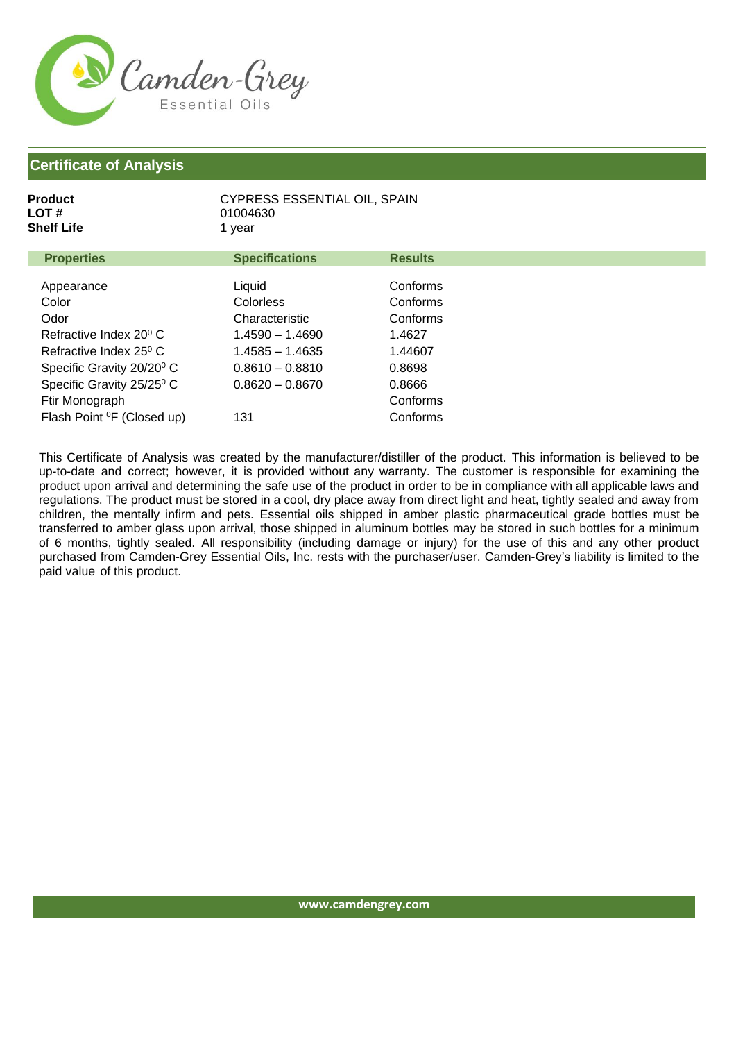Camden-Grey Essential Oils

## Certificate of Analysis

**Product** CYPRESS ESSENTIAL OIL, SPAIN
**LOT #** 01004630
**Shelf Life** 1 year

| Properties | Specifications | Results |
|---|---|---|
| Appearance | Liquid | Conforms |
| Color | Colorless | Conforms |
| Odor | Characteristic | Conforms |
| Refractive Index 20° C | 1.4590 – 1.4690 | 1.4627 |
| Refractive Index 25° C | 1.4585 – 1.4635 | 1.44607 |
| Specific Gravity 20/20° C | 0.8610 – 0.8810 | 0.8698 |
| Specific Gravity 25/25° C | 0.8620 – 0.8670 | 0.8666 |
| Ftir Monograph | | Conforms |
| Flash Point °F (Closed up) | 131 | Conforms |

This Certificate of Analysis was created by the manufacturer/distiller of the product. This information is believed to be up-to-date and correct; however, it is provided without any warranty. The customer is responsible for examining the product upon arrival and determining the safe use of the product in order to be in compliance with all applicable laws and regulations. The product must be stored in a cool, dry place away from direct light and heat, tightly sealed and away from children, the mentally infirm and pets. Essential oils shipped in amber plastic pharmaceutical grade bottles must be transferred to amber glass upon arrival, those shipped in aluminum bottles may be stored in such bottles for a minimum of 6 months, tightly sealed. All responsibility (including damage or injury) for the use of this and any other product purchased from Camden-Grey Essential Oils, Inc. rests with the purchaser/user. Camden-Grey's liability is limited to the paid value of this product.

www.camdengrey.com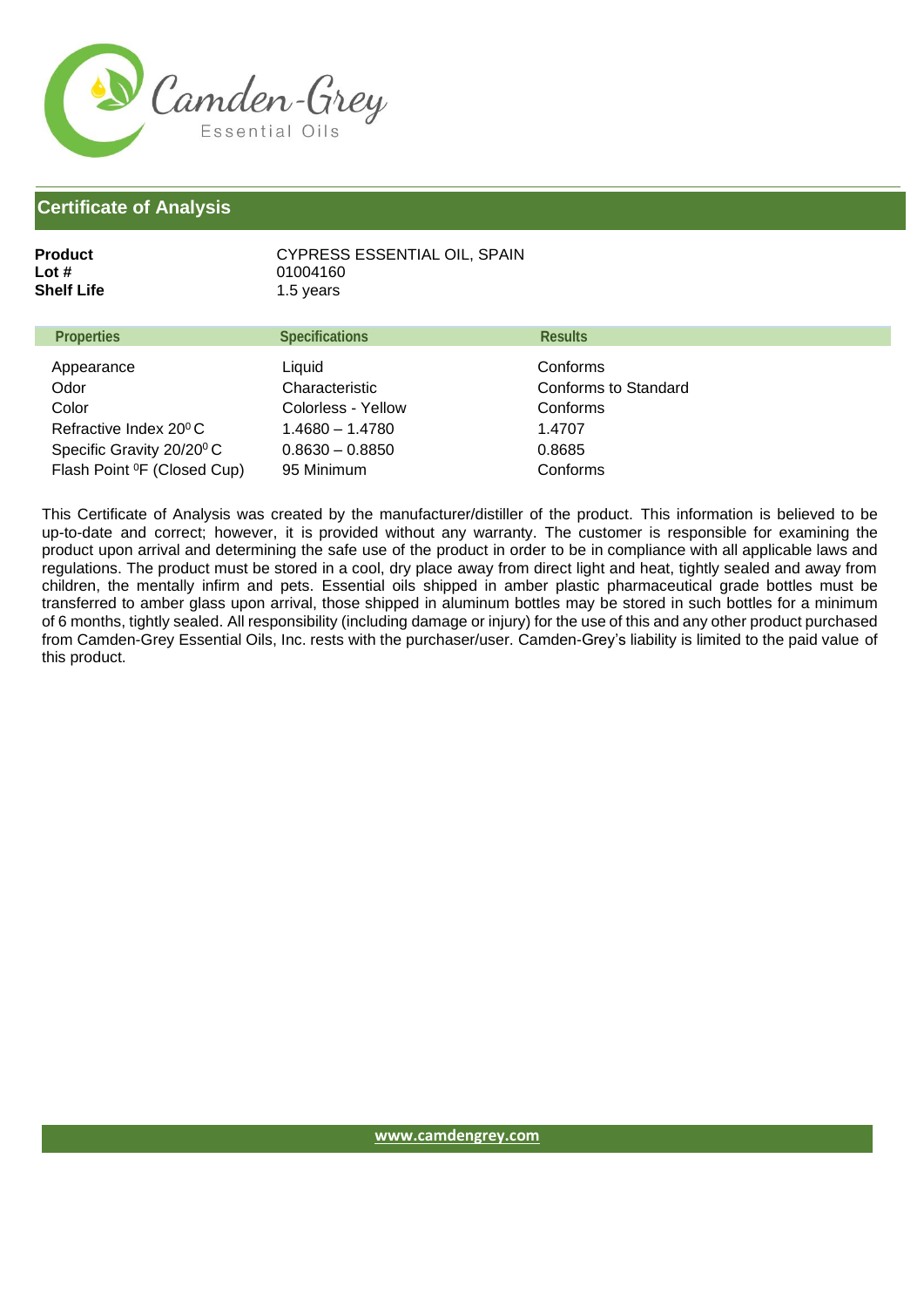Camden-Grey
Essential Oils

## Certificate of Analysis

| | |
|---|---|
| **Product** | CYPRESS ESSENTIAL OIL, SPAIN |
| **Lot #** | 01004160 |
| **Shelf Life** | 1.5 years |

| Properties | Specifications | Results |
|---|---|---|
| Appearance | Liquid | Conforms |
| Odor | Characteristic | Conforms to Standard |
| Color | Colorless - Yellow | Conforms |
| Refractive Index 20⁰ C | 1.4680 – 1.4780 | 1.4707 |
| Specific Gravity 20/20⁰ C | 0.8630 – 0.8850 | 0.8685 |
| Flash Point ⁰F (Closed Cup) | 95 Minimum | Conforms |

This Certificate of Analysis was created by the manufacturer/distiller of the product. This information is believed to be up-to-date and correct; however, it is provided without any warranty. The customer is responsible for examining the product upon arrival and determining the safe use of the product in order to be in compliance with all applicable laws and regulations. The product must be stored in a cool, dry place away from direct light and heat, tightly sealed and away from children, the mentally infirm and pets. Essential oils shipped in amber plastic pharmaceutical grade bottles must be transferred to amber glass upon arrival, those shipped in aluminum bottles may be stored in such bottles for a minimum of 6 months, tightly sealed. All responsibility (including damage or injury) for the use of this and any other product purchased from Camden-Grey Essential Oils, Inc. rests with the purchaser/user. Camden-Grey's liability is limited to the paid value of this product.

www.camdengrey.com